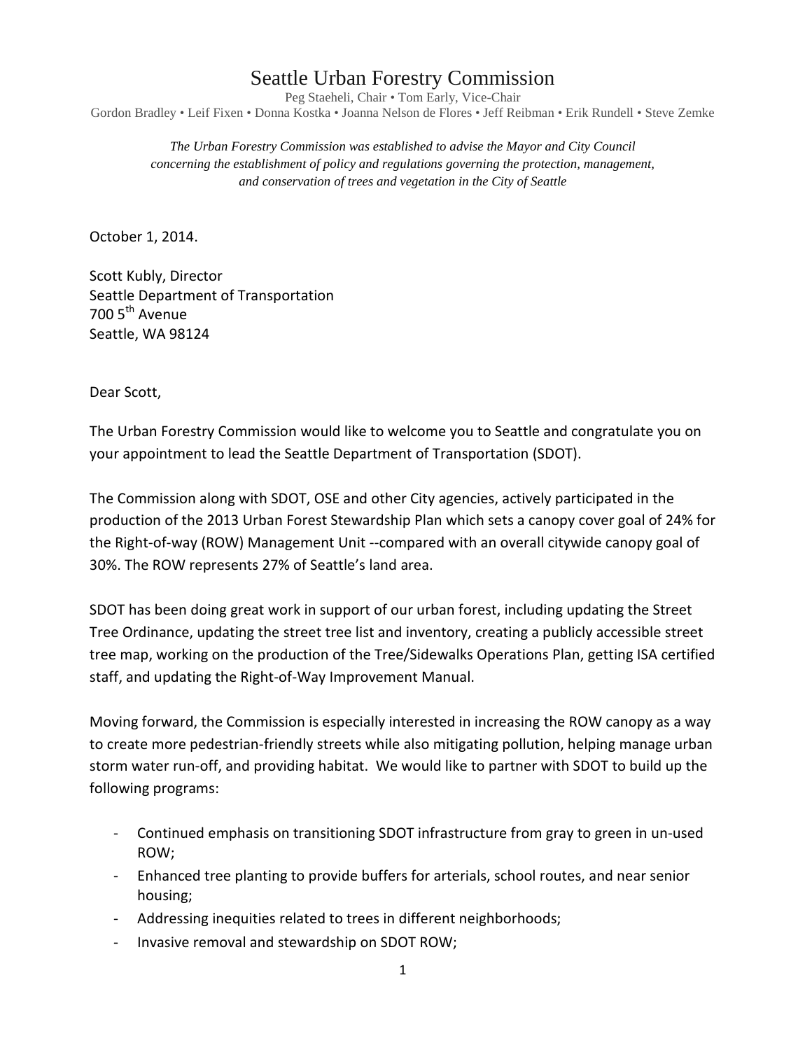# Seattle Urban Forestry Commission

Peg Staeheli, Chair • Tom Early, Vice-Chair
Gordon Bradley • Leif Fixen • Donna Kostka • Joanna Nelson de Flores • Jeff Reibman • Erik Rundell • Steve Zemke

*The Urban Forestry Commission was established to advise the Mayor and City Council concerning the establishment of policy and regulations governing the protection, management, and conservation of trees and vegetation in the City of Seattle*

October 1, 2014.

Scott Kubly, Director
Seattle Department of Transportation
700 5th Avenue
Seattle, WA 98124

Dear Scott,

The Urban Forestry Commission would like to welcome you to Seattle and congratulate you on your appointment to lead the Seattle Department of Transportation (SDOT).

The Commission along with SDOT, OSE and other City agencies, actively participated in the production of the 2013 Urban Forest Stewardship Plan which sets a canopy cover goal of 24% for the Right-of-way (ROW) Management Unit --compared with an overall citywide canopy goal of 30%. The ROW represents 27% of Seattle's land area.

SDOT has been doing great work in support of our urban forest, including updating the Street Tree Ordinance, updating the street tree list and inventory, creating a publicly accessible street tree map, working on the production of the Tree/Sidewalks Operations Plan, getting ISA certified staff, and updating the Right-of-Way Improvement Manual.

Moving forward, the Commission is especially interested in increasing the ROW canopy as a way to create more pedestrian-friendly streets while also mitigating pollution, helping manage urban storm water run-off, and providing habitat. We would like to partner with SDOT to build up the following programs:

- Continued emphasis on transitioning SDOT infrastructure from gray to green in un-used ROW;
- Enhanced tree planting to provide buffers for arterials, school routes, and near senior housing;
- Addressing inequities related to trees in different neighborhoods;
- Invasive removal and stewardship on SDOT ROW;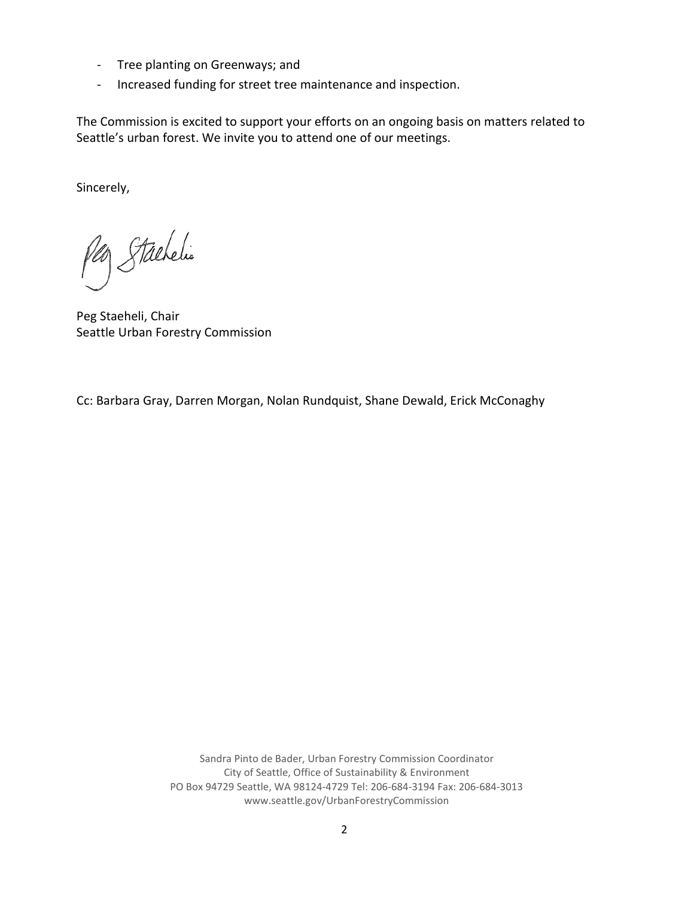- Tree planting on Greenways; and
- Increased funding for street tree maintenance and inspection.

The Commission is excited to support your efforts on an ongoing basis on matters related to Seattle's urban forest. We invite you to attend one of our meetings.

Sincerely,

Peg Staeheli, Chair
Seattle Urban Forestry Commission

Cc: Barbara Gray, Darren Morgan, Nolan Rundquist, Shane Dewald, Erick McConaghy

Sandra Pinto de Bader, Urban Forestry Commission Coordinator
City of Seattle, Office of Sustainability & Environment
PO Box 94729 Seattle, WA 98124-4729 Tel: 206-684-3194 Fax: 206-684-3013
www.seattle.gov/UrbanForestryCommission